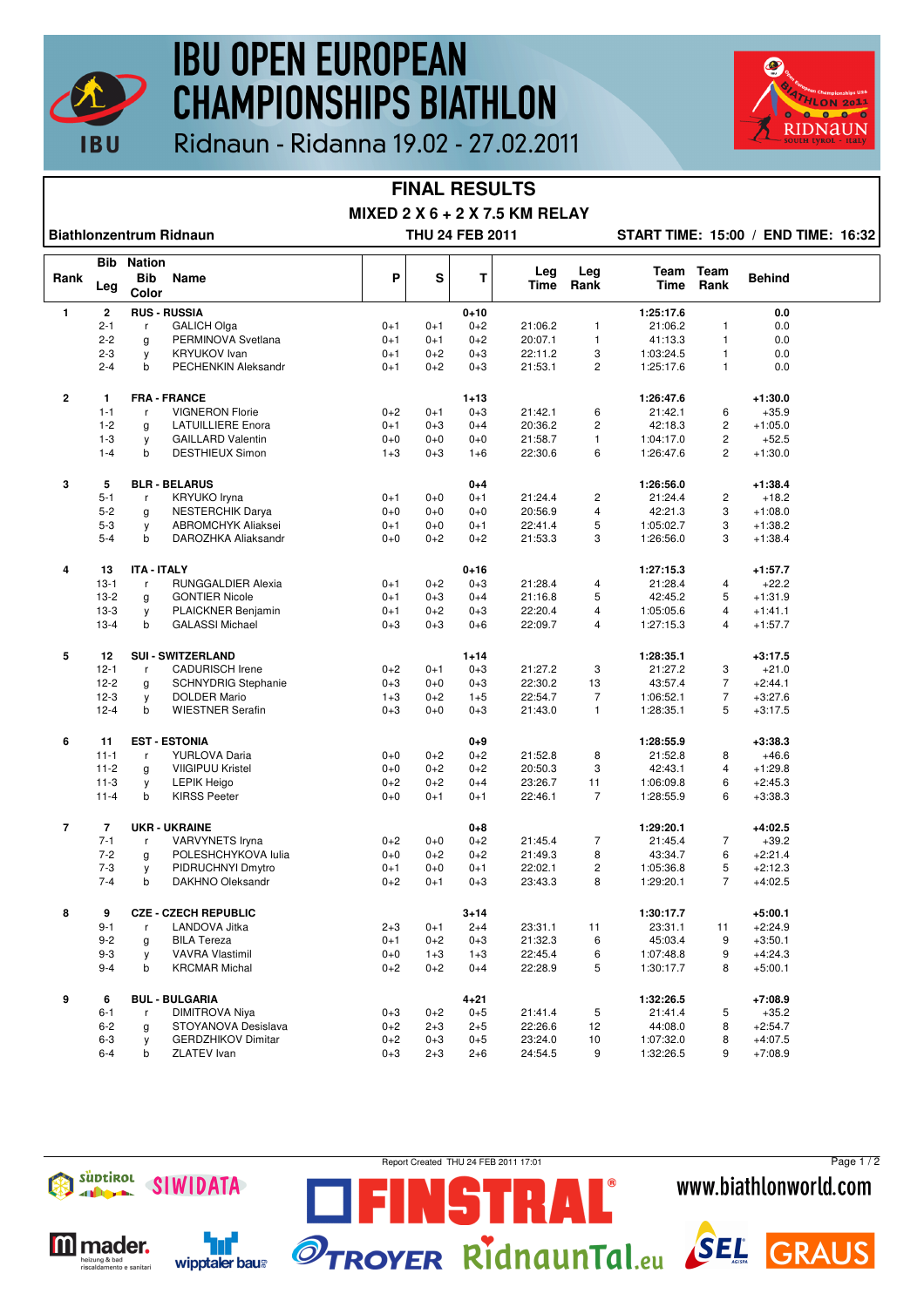# IBU OPEN EUROPEAN CHAMPIONSHIPS BIATHLON

Ridnaun - Ridanna 19.02 - 27.02.2011

## FINAL RESULTS

### MIXED 2 X 6 + 2 X 7.5 KM RELAY

**Biathlonzentrum Ridnaun** | **THU 24 FEB 2011** | **START TIME: 15:00 / END TIME: 16:32**

| Rank | Bib / Leg | Nation / Bib Color | Name | P | S | T | Leg Time | Leg Rank | Team Time | Team Rank | Behind |
|---|---|---|---|---|---|---|---|---|---|---|---|
| 1 | 2 | RUS - RUSSIA | | | | 0+10 | | | 1:25:17.6 | | 0.0 |
| | 2-1 | r | GALICH Olga | 0+1 | 0+1 | 0+2 | 21:06.2 | 1 | 21:06.2 | 1 | 0.0 |
| | 2-2 | g | PERMINOVA Svetlana | 0+1 | 0+1 | 0+2 | 20:07.1 | 1 | 41:13.3 | 1 | 0.0 |
| | 2-3 | y | KRYUKOV Ivan | 0+1 | 0+2 | 0+3 | 22:11.2 | 3 | 1:03:24.5 | 1 | 0.0 |
| | 2-4 | b | PECHENKIN Aleksandr | 0+1 | 0+2 | 0+3 | 21:53.1 | 2 | 1:25:17.6 | 1 | 0.0 |
| 2 | 1 | FRA - FRANCE | | | | 1+13 | | | 1:26:47.6 | | +1:30.0 |
| | 1-1 | r | VIGNERON Florie | 0+2 | 0+1 | 0+3 | 21:42.1 | 6 | 21:42.1 | 6 | +35.9 |
| | 1-2 | g | LATUILLIERE Enora | 0+1 | 0+3 | 0+4 | 20:36.2 | 2 | 42:18.3 | 2 | +1:05.0 |
| | 1-3 | y | GAILLARD Valentin | 0+0 | 0+0 | 0+0 | 21:58.7 | 1 | 1:04:17.0 | 2 | +52.5 |
| | 1-4 | b | DESTHIEUX Simon | 1+3 | 0+3 | 1+6 | 22:30.6 | 6 | 1:26:47.6 | 2 | +1:30.0 |
| 3 | 5 | BLR - BELARUS | | | | 0+4 | | | 1:26:56.0 | | +1:38.4 |
| | 5-1 | r | KRYUKO Iryna | 0+1 | 0+0 | 0+1 | 21:24.4 | 2 | 21:24.4 | 2 | +18.2 |
| | 5-2 | g | NESTERCHIK Darya | 0+0 | 0+0 | 0+0 | 20:56.9 | 4 | 42:21.3 | 3 | +1:08.0 |
| | 5-3 | y | ABROMCHYK Aliaksei | 0+1 | 0+0 | 0+1 | 22:41.4 | 5 | 1:05:02.7 | 3 | +1:38.2 |
| | 5-4 | b | DAROZHKA Aliaksandr | 0+0 | 0+2 | 0+2 | 21:53.3 | 3 | 1:26:56.0 | 3 | +1:38.4 |
| 4 | 13 | ITA - ITALY | | | | 0+16 | | | 1:27:15.3 | | +1:57.7 |
| | 13-1 | r | RUNGGALDIER Alexia | 0+1 | 0+2 | 0+3 | 21:28.4 | 4 | 21:28.4 | 4 | +22.2 |
| | 13-2 | g | GONTIER Nicole | 0+1 | 0+3 | 0+4 | 21:16.8 | 5 | 42:45.2 | 5 | +1:31.9 |
| | 13-3 | y | PLAICKNER Benjamin | 0+1 | 0+2 | 0+3 | 22:20.4 | 4 | 1:05:05.6 | 4 | +1:41.1 |
| | 13-4 | b | GALASSI Michael | 0+3 | 0+3 | 0+6 | 22:09.7 | 4 | 1:27:15.3 | 4 | +1:57.7 |
| 5 | 12 | SUI - SWITZERLAND | | | | 1+14 | | | 1:28:35.1 | | +3:17.5 |
| | 12-1 | r | CADURISCH Irene | 0+2 | 0+1 | 0+3 | 21:27.2 | 3 | 21:27.2 | 3 | +21.0 |
| | 12-2 | g | SCHNYDRIG Stephanie | 0+3 | 0+0 | 0+3 | 22:30.2 | 13 | 43:57.4 | 7 | +2:44.1 |
| | 12-3 | y | DOLDER Mario | 1+3 | 0+2 | 1+5 | 22:54.7 | 7 | 1:06:52.1 | 7 | +3:27.6 |
| | 12-4 | b | WIESTNER Serafin | 0+3 | 0+0 | 0+3 | 21:43.0 | 1 | 1:28:35.1 | 5 | +3:17.5 |
| 6 | 11 | EST - ESTONIA | | | | 0+9 | | | 1:28:55.9 | | +3:38.3 |
| | 11-1 | r | YURLOVA Daria | 0+0 | 0+2 | 0+2 | 21:52.8 | 8 | 21:52.8 | 8 | +46.6 |
| | 11-2 | g | VIIGIPUU Kristel | 0+0 | 0+2 | 0+2 | 20:50.3 | 3 | 42:43.1 | 4 | +1:29.8 |
| | 11-3 | y | LEPIK Heigo | 0+2 | 0+2 | 0+4 | 23:26.7 | 11 | 1:06:09.8 | 6 | +2:45.3 |
| | 11-4 | b | KIRSS Peeter | 0+0 | 0+1 | 0+1 | 22:46.1 | 7 | 1:28:55.9 | 6 | +3:38.3 |
| 7 | 7 | UKR - UKRAINE | | | | 0+8 | | | 1:29:20.1 | | +4:02.5 |
| | 7-1 | r | VARVYNETS Iryna | 0+2 | 0+0 | 0+2 | 21:45.4 | 7 | 21:45.4 | 7 | +39.2 |
| | 7-2 | g | POLESHCHYKOVA Iulia | 0+0 | 0+2 | 0+2 | 21:49.3 | 8 | 43:34.7 | 6 | +2:21.4 |
| | 7-3 | y | PIDRUCHNYI Dmytro | 0+1 | 0+0 | 0+1 | 22:02.1 | 2 | 1:05:36.8 | 5 | +2:12.3 |
| | 7-4 | b | DAKHNO Oleksandr | 0+2 | 0+1 | 0+3 | 23:43.3 | 8 | 1:29:20.1 | 7 | +4:02.5 |
| 8 | 9 | CZE - CZECH REPUBLIC | | | | 3+14 | | | 1:30:17.7 | | +5:00.1 |
| | 9-1 | r | LANDOVA Jitka | 2+3 | 0+1 | 2+4 | 23:31.1 | 11 | 23:31.1 | 11 | +2:24.9 |
| | 9-2 | g | BILA Tereza | 0+1 | 0+2 | 0+3 | 21:32.3 | 6 | 45:03.4 | 9 | +3:50.1 |
| | 9-3 | y | VAVRA Vlastimil | 0+0 | 1+3 | 1+3 | 22:45.4 | 6 | 1:07:48.8 | 9 | +4:24.3 |
| | 9-4 | b | KRCMAR Michal | 0+2 | 0+2 | 0+4 | 22:28.9 | 5 | 1:30:17.7 | 8 | +5:00.1 |
| 9 | 6 | BUL - BULGARIA | | | | 4+21 | | | 1:32:26.5 | | +7:08.9 |
| | 6-1 | r | DIMITROVA Niya | 0+3 | 0+2 | 0+5 | 21:41.4 | 5 | 21:41.4 | 5 | +35.2 |
| | 6-2 | g | STOYANOVA Desislava | 0+2 | 2+3 | 2+5 | 22:26.6 | 12 | 44:08.0 | 8 | +2:54.7 |
| | 6-3 | y | GERDZHIKOV Dimitar | 0+2 | 0+3 | 0+5 | 23:24.0 | 10 | 1:07:32.0 | 8 | +4:07.5 |
| | 6-4 | b | ZLATEV Ivan | 0+3 | 2+3 | 2+6 | 24:54.5 | 9 | 1:32:26.5 | 9 | +7:08.9 |

Report Created THU 24 FEB 2011 17:01

www.biathlonworld.com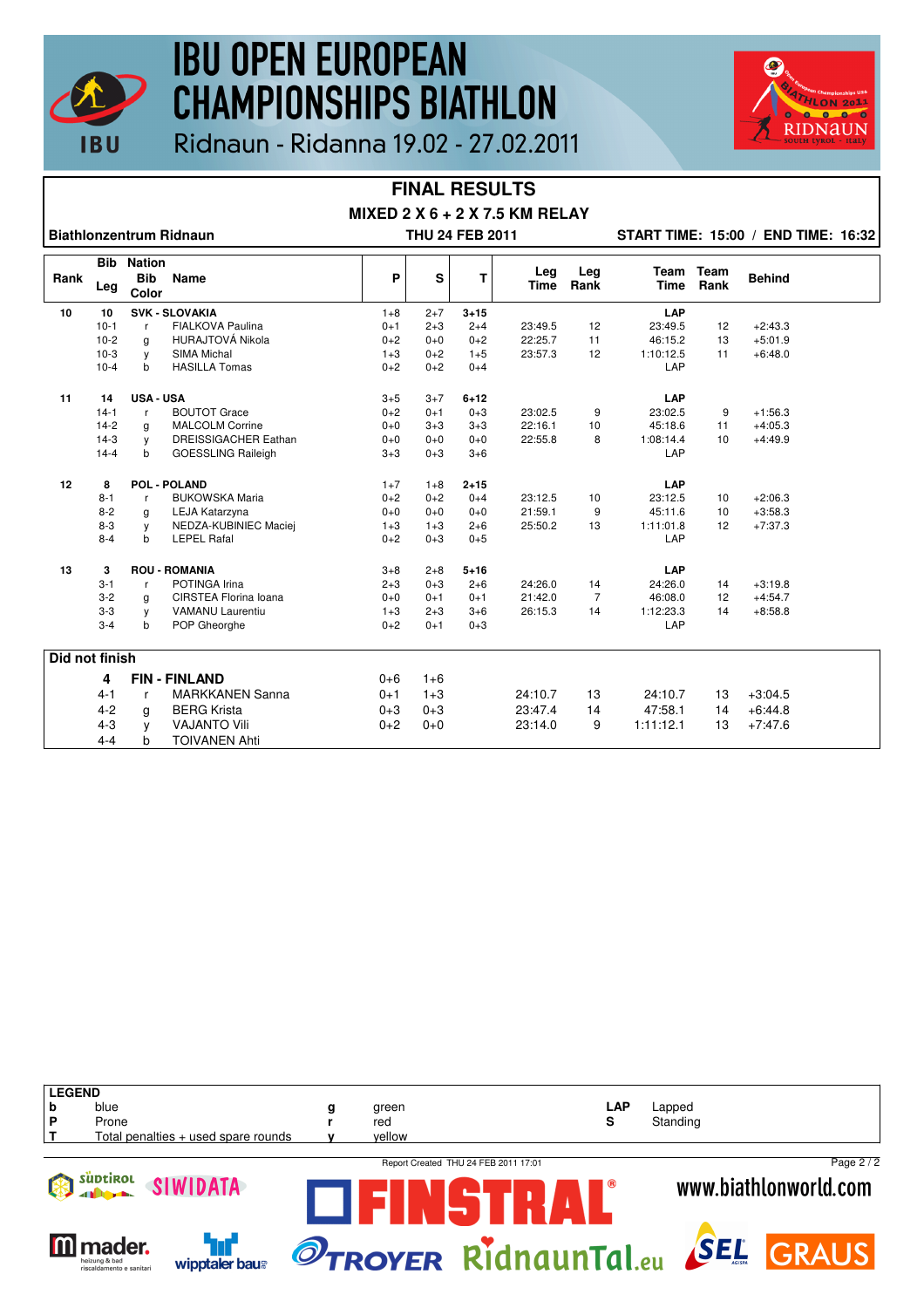# IBU OPEN EUROPEAN CHAMPIONSHIPS BIATHLON

Ridnaun - Ridanna 19.02 - 27.02.2011

## FINAL RESULTS

### MIXED 2 X 6 + 2 X 7.5 KM RELAY

**Biathlonzentrum Ridnaun** | **THU 24 FEB 2011** | **START TIME: 15:00 / END TIME: 16:32**

| Rank | Bib / Leg | Nation / Bib Color | Name | P | S | T | Leg Time | Leg Rank | Team Time | Team Rank | Behind |
|---|---|---|---|---|---|---|---|---|---|---|---|
| 10 | 10 | SVK - SLOVAKIA | | 1+8 | 2+7 | 3+15 | | | LAP | | |
| | 10-1 | r | FIALKOVA Paulina | 0+1 | 2+3 | 2+4 | 23:49.5 | 12 | 23:49.5 | 12 | +2:43.3 |
| | 10-2 | g | HURAJTOVÁ Nikola | 0+2 | 0+0 | 0+2 | 22:25.7 | 11 | 46:15.2 | 13 | +5:01.9 |
| | 10-3 | y | SIMA Michal | 1+3 | 0+2 | 1+5 | 23:57.3 | 12 | 1:10:12.5 | 11 | +6:48.0 |
| | 10-4 | b | HASILLA Tomas | 0+2 | 0+2 | 0+4 | | | LAP | | |
| 11 | 14 | USA - USA | | 3+5 | 3+7 | 6+12 | | | LAP | | |
| | 14-1 | r | BOUTOT Grace | 0+2 | 0+1 | 0+3 | 23:02.5 | 9 | 23:02.5 | 9 | +1:56.3 |
| | 14-2 | g | MALCOLM Corrine | 0+0 | 3+3 | 3+3 | 22:16.1 | 10 | 45:18.6 | 11 | +4:05.3 |
| | 14-3 | y | DREISSIGACHER Eathan | 0+0 | 0+0 | 0+0 | 22:55.8 | 8 | 1:08:14.4 | 10 | +4:49.9 |
| | 14-4 | b | GOESSLING Raileigh | 3+3 | 0+3 | 3+6 | | | LAP | | |
| 12 | 8 | POL - POLAND | | 1+7 | 1+8 | 2+15 | | | LAP | | |
| | 8-1 | r | BUKOWSKA Maria | 0+2 | 0+2 | 0+4 | 23:12.5 | 10 | 23:12.5 | 10 | +2:06.3 |
| | 8-2 | g | LEJA Katarzyna | 0+0 | 0+0 | 0+0 | 21:59.1 | 9 | 45:11.6 | 10 | +3:58.3 |
| | 8-3 | y | NEDZA-KUBINIEC Maciej | 1+3 | 1+3 | 2+6 | 25:50.2 | 13 | 1:11:01.8 | 12 | +7:37.3 |
| | 8-4 | b | LEPEL Rafal | 0+2 | 0+3 | 0+5 | | | LAP | | |
| 13 | 3 | ROU - ROMANIA | | 3+8 | 2+8 | 5+16 | | | LAP | | |
| | 3-1 | r | POTINGA Irina | 2+3 | 0+3 | 2+6 | 24:26.0 | 14 | 24:26.0 | 14 | +3:19.8 |
| | 3-2 | g | CIRSTEA Florina Ioana | 0+0 | 0+1 | 0+1 | 21:42.0 | 7 | 46:08.0 | 12 | +4:54.7 |
| | 3-3 | y | VAMANU Laurentiu | 1+3 | 2+3 | 3+6 | 26:15.3 | 14 | 1:12:23.3 | 14 | +8:58.8 |
| | 3-4 | b | POP Gheorghe | 0+2 | 0+1 | 0+3 | | | LAP | | |

**Did not finish**

| Rank | Bib / Leg | Nation / Bib Color | Name | P | S | T | Leg Time | Leg Rank | Team Time | Team Rank | Behind |
|---|---|---|---|---|---|---|---|---|---|---|---|
| | 4 | FIN - FINLAND | | 0+6 | 1+6 | | | | | | |
| | 4-1 | r | MARKKANEN Sanna | 0+1 | 1+3 | | 24:10.7 | 13 | 24:10.7 | 13 | +3:04.5 |
| | 4-2 | g | BERG Krista | 0+3 | 0+3 | | 23:47.4 | 14 | 47:58.1 | 14 | +6:44.8 |
| | 4-3 | y | VAJANTO Vili | 0+2 | 0+0 | | 23:14.0 | 9 | 1:11:12.1 | 13 | +7:47.6 |
| | 4-4 | b | TOIVANEN Ahti | | | | | | | | |

**LEGEND**

| | | | | | |
|---|---|---|---|---|---|
| b | blue | g | green | LAP | Lapped |
| P | Prone | r | red | S | Standing |
| T | Total penalties + used spare rounds | y | yellow | | |

Report Created THU 24 FEB 2011 17:01

www.biathlonworld.com